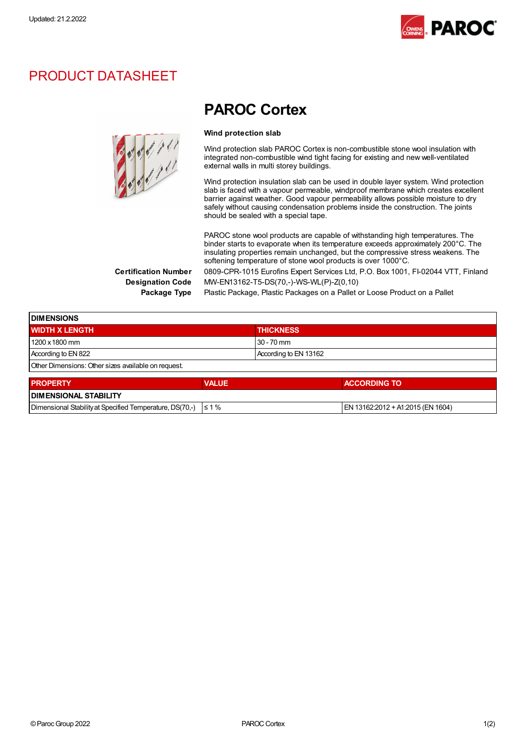Updated: 21.2.2022

# PRODUCT DATASHEET

## PAROC Cortex

**Wind protection slab**

Wind protection slab PAROC Cortex is non-combustible stone wool insulation with integrated non-combustible wind tight facing for existing and new well-ventilated external walls in multi storey buildings.

Wind protection insulation slab can be used in double layer system. Wind protection slab is faced with a vapour permeable, windproof membrane which creates excellent barrier against weather. Good vapour permeability allows possible moisture to dry safely without causing condensation problems inside the construction. The joints should be sealed with a special tape.

PAROC stone wool products are capable of withstanding high temperatures. The binder starts to evaporate when its temperature exceeds approximately 200°C. The insulating properties remain unchanged, but the compressive stress weakens. The softening temperature of stone wool products is over 1000°C.

**Certification Number** 0809-CPR-1015 Eurofins Expert Services Ltd, P.O. Box 1001, FI-02044 VTT, Finland

**Designation Code** MW-EN13162-T5-DS(70,-)-WS-WL(P)-Z(0,10)

**Package Type** Plastic Package, Plastic Packages on a Pallet or Loose Product on a Pallet

| DIMENSIONS | |
|---|---|
| **WIDTH X LENGTH** | **THICKNESS** |
| 1200 x 1800 mm | 30 - 70 mm |
| According to EN 822 | According to EN 13162 |
| Other Dimensions: Other sizes available on request. | |

| PROPERTY | VALUE | ACCORDING TO |
|---|---|---|
| **DIMENSIONAL STABILITY** | | |
| Dimensional Stability at Specified Temperature, DS(70,-) | ≤ 1 % | EN 13162:2012 + A1:2015 (EN 1604) |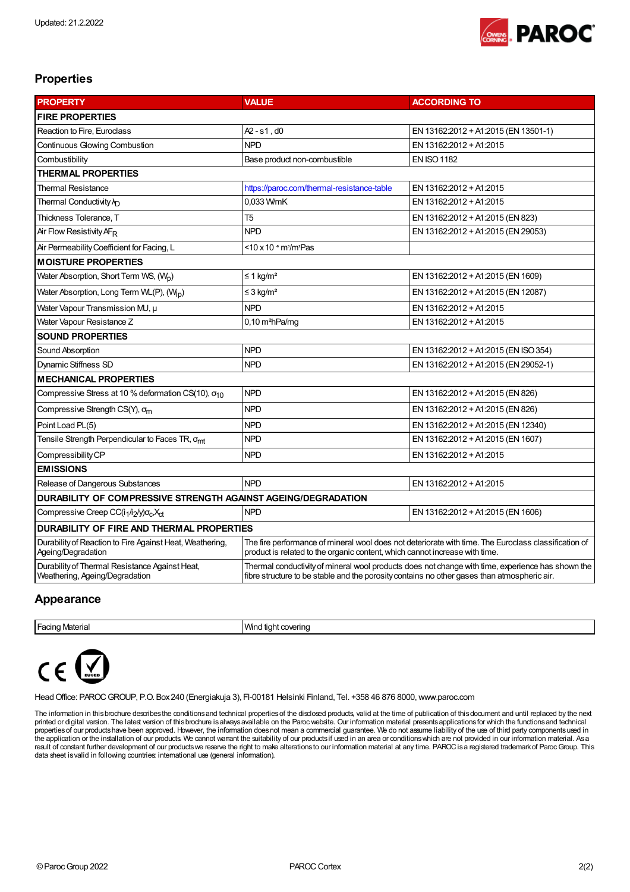Updated: 21.2.2022

## Properties

| PROPERTY | VALUE | ACCORDING TO |
|---|---|---|
| **FIRE PROPERTIES** | | |
| Reaction to Fire, Euroclass | A2 - s1 , d0 | EN 13162:2012 + A1:2015 (EN 13501-1) |
| Continuous Glowing Combustion | NPD | EN 13162:2012 + A1:2015 |
| Combustibility | Base product non-combustible | EN ISO 1182 |
| **THERMAL PROPERTIES** | | |
| Thermal Resistance | https://paroc.com/thermal-resistance-table | EN 13162:2012 + A1:2015 |
| Thermal Conductivity $\lambda_D$ | 0,033 W/mK | EN 13162:2012 + A1:2015 |
| Thickness Tolerance, T | T5 | EN 13162:2012 + A1:2015 (EN 823) |
| Air Flow Resistivity $AF_R$ | NPD | EN 13162:2012 + A1:2015 (EN 29053) |
| Air Permeability Coefficient for Facing, L | <10 x 10 ⁻⁶ m³/m²Pas | |
| **MOISTURE PROPERTIES** | | |
| Water Absorption, Short Term WS, ($W_p$) | ≤ 1 kg/m² | EN 13162:2012 + A1:2015 (EN 1609) |
| Water Absorption, Long Term WL(P), ($W_{lp}$) | ≤ 3 kg/m² | EN 13162:2012 + A1:2015 (EN 12087) |
| Water Vapour Transmission MU, μ | NPD | EN 13162:2012 + A1:2015 |
| Water Vapour Resistance Z | 0,10 m²hPa/mg | EN 13162:2012 + A1:2015 |
| **SOUND PROPERTIES** | | |
| Sound Absorption | NPD | EN 13162:2012 + A1:2015 (EN ISO 354) |
| Dynamic Stiffness SD | NPD | EN 13162:2012 + A1:2015 (EN 29052-1) |
| **MECHANICAL PROPERTIES** | | |
| Compressive Stress at 10 % deformation CS(10), $\sigma_{10}$ | NPD | EN 13162:2012 + A1:2015 (EN 826) |
| Compressive Strength CS(Y), $\sigma_m$ | NPD | EN 13162:2012 + A1:2015 (EN 826) |
| Point Load PL(5) | NPD | EN 13162:2012 + A1:2015 (EN 12340) |
| Tensile Strength Perpendicular to Faces TR, $\sigma_{mt}$ | NPD | EN 13162:2012 + A1:2015 (EN 1607) |
| Compressibility CP | NPD | EN 13162:2012 + A1:2015 |
| **EMISSIONS** | | |
| Release of Dangerous Substances | NPD | EN 13162:2012 + A1:2015 |
| **DURABILITY OF COMPRESSIVE STRENGTH AGAINST AGEING/DEGRADATION** | | |
| Compressive Creep $CC(i_1/i_2/y)\sigma_c X_{ct}$ | NPD | EN 13162:2012 + A1:2015 (EN 1606) |
| **DURABILITY OF FIRE AND THERMAL PROPERTIES** | | |
| Durability of Reaction to Fire Against Heat, Weathering, Ageing/Degradation | The fire performance of mineral wool does not deteriorate with time. The Euroclass classification of product is related to the organic content, which cannot increase with time. | |
| Durability of Thermal Resistance Against Heat, Weathering, Ageing/Degradation | Thermal conductivity of mineral wool products does not change with time, experience has shown the fibre structure to be stable and the porosity contains no other gases than atmospheric air. | |

## Appearance

| | |
|---|---|
| Facing Material | Wind tight covering |

Head Office: PAROC GROUP, P.O. Box 240 (Energiakuja 3), FI-00181 Helsinki Finland, Tel. +358 46 876 8000, www.paroc.com

The information in this brochure describes the conditions and technical properties of the disclosed products, valid at the time of publication of this document and until replaced by the next printed or digital version. The latest version of this brochure is always available on the Paroc website. Our information material presents applications for which the functions and technical properties of our products have been approved. However, the information does not mean a commercial guarantee. We do not assume liability of the use of third party components used in the application or the installation of our products. We cannot warrant the suitability of our products if used in an area or conditions which are not provided in our information material. As a result of constant further development of our products we reserve the right to make alterations to our information material at any time. PAROC is a registered trademark of Paroc Group. This data sheet is valid in following countries: international use (general information).

© Paroc Group 2022 PAROC Cortex